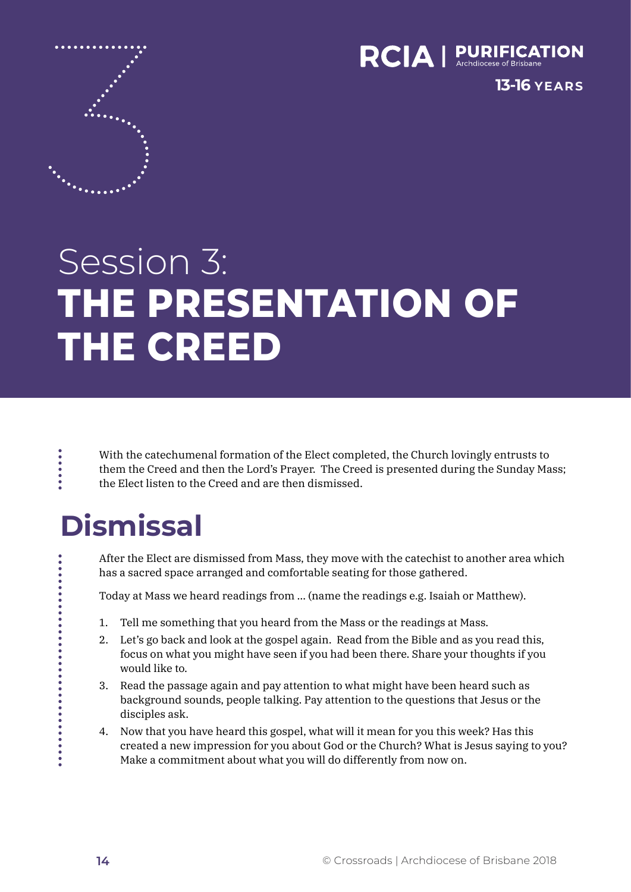RCIA | PURIFICATION
Archdiocese of Brisbane

13-16 YEARS

# Session 3: THE PRESENTATION OF THE CREED

With the catechumenal formation of the Elect completed, the Church lovingly entrusts to them the Creed and then the Lord's Prayer. The Creed is presented during the Sunday Mass; the Elect listen to the Creed and are then dismissed.

## Dismissal

After the Elect are dismissed from Mass, they move with the catechist to another area which has a sacred space arranged and comfortable seating for those gathered.

Today at Mass we heard readings from ... (name the readings e.g. Isaiah or Matthew).

1. Tell me something that you heard from the Mass or the readings at Mass.
2. Let's go back and look at the gospel again. Read from the Bible and as you read this, focus on what you might have seen if you had been there. Share your thoughts if you would like to.
3. Read the passage again and pay attention to what might have been heard such as background sounds, people talking. Pay attention to the questions that Jesus or the disciples ask.
4. Now that you have heard this gospel, what will it mean for you this week? Has this created a new impression for you about God or the Church? What is Jesus saying to you? Make a commitment about what you will do differently from now on.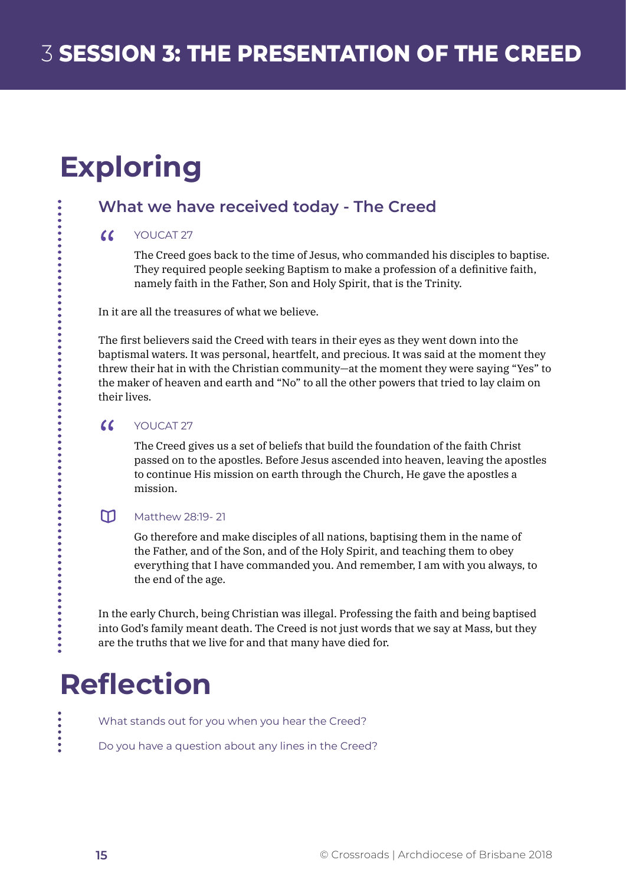# 3 SESSION 3: THE PRESENTATION OF THE CREED

## Exploring

### What we have received today - The Creed

> YOUCAT 27
>
> The Creed goes back to the time of Jesus, who commanded his disciples to baptise. They required people seeking Baptism to make a profession of a definitive faith, namely faith in the Father, Son and Holy Spirit, that is the Trinity.

In it are all the treasures of what we believe.

The first believers said the Creed with tears in their eyes as they went down into the baptismal waters. It was personal, heartfelt, and precious. It was said at the moment they threw their hat in with the Christian community—at the moment they were saying "Yes" to the maker of heaven and earth and "No" to all the other powers that tried to lay claim on their lives.

> YOUCAT 27
>
> The Creed gives us a set of beliefs that build the foundation of the faith Christ passed on to the apostles. Before Jesus ascended into heaven, leaving the apostles to continue His mission on earth through the Church, He gave the apostles a mission.

> Matthew 28:19- 21
>
> Go therefore and make disciples of all nations, baptising them in the name of the Father, and of the Son, and of the Holy Spirit, and teaching them to obey everything that I have commanded you. And remember, I am with you always, to the end of the age.

In the early Church, being Christian was illegal. Professing the faith and being baptised into God's family meant death. The Creed is not just words that we say at Mass, but they are the truths that we live for and that many have died for.

## Reflection

What stands out for you when you hear the Creed?

Do you have a question about any lines in the Creed?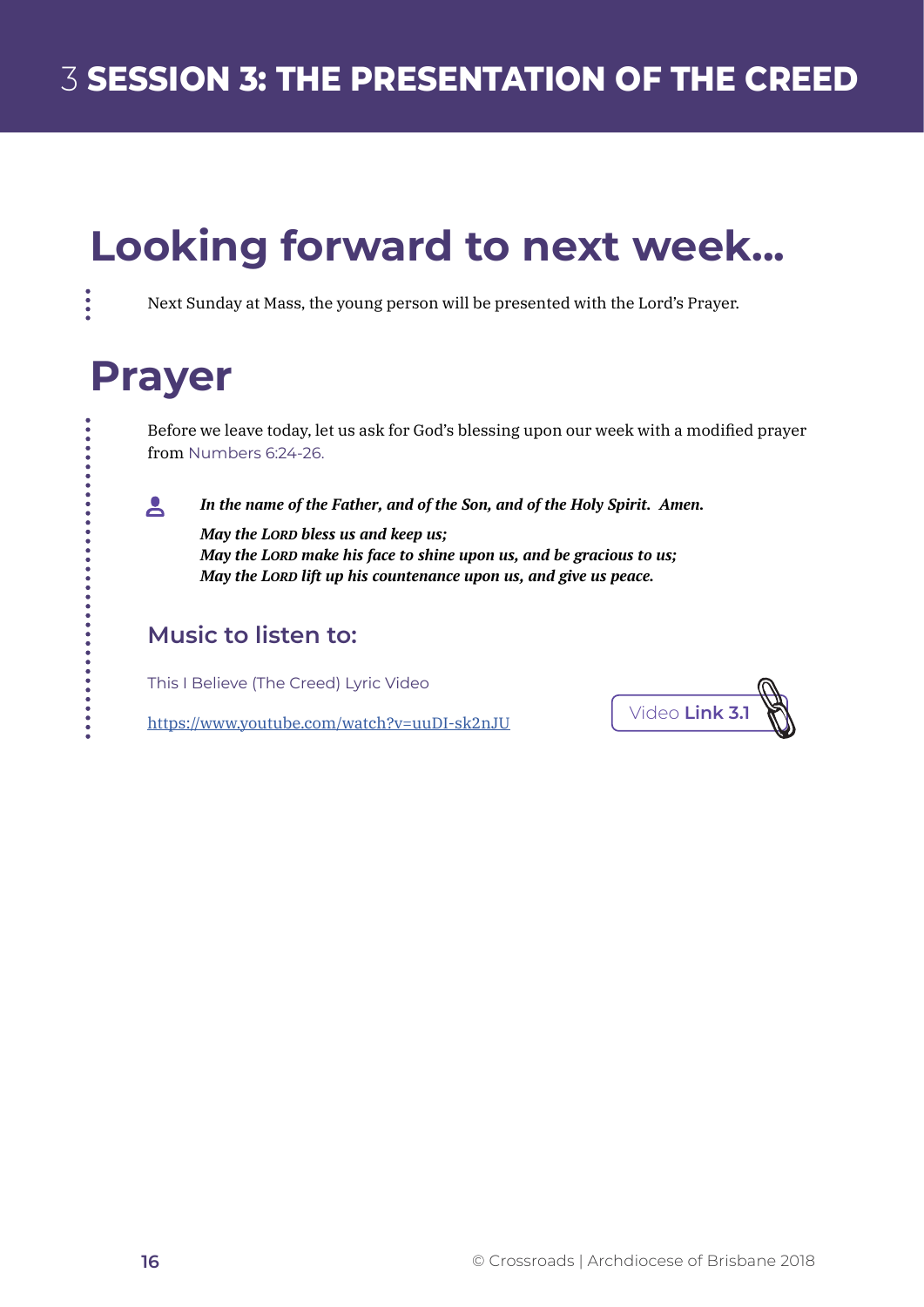# Looking forward to next week...

Next Sunday at Mass, the young person will be presented with the Lord's Prayer.

# Prayer

Before we leave today, let us ask for God's blessing upon our week with a modified prayer from Numbers 6:24-26.

***In the name of the Father, and of the Son, and of the Holy Spirit. Amen.***

***May the LORD bless us and keep us;***
***May the LORD make his face to shine upon us, and be gracious to us;***
***May the LORD lift up his countenance upon us, and give us peace.***

## Music to listen to:

This I Believe (The Creed) Lyric Video

https://www.youtube.com/watch?v=uuDI-sk2nJU

Video **Link 3.1**